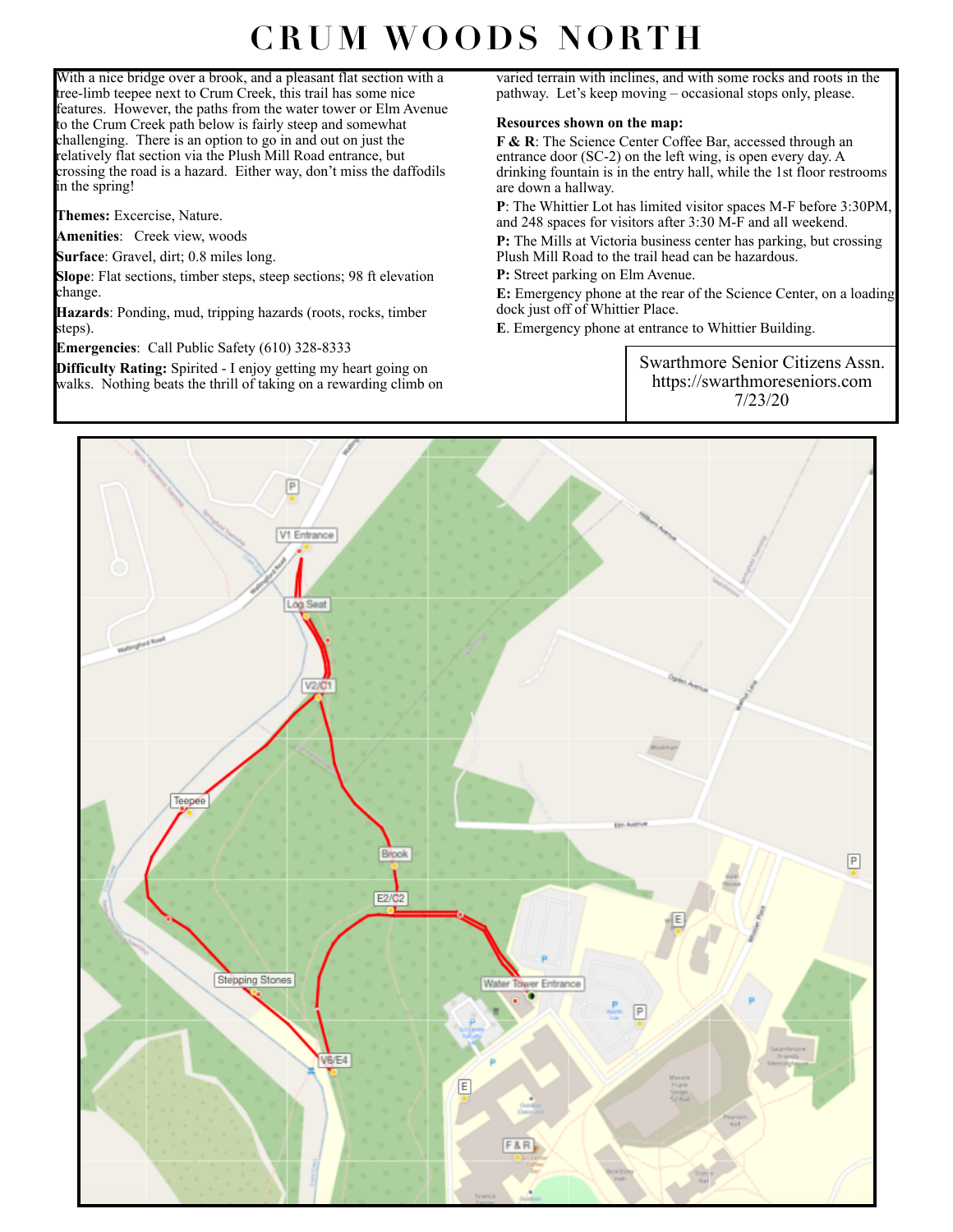# CRUM WOODS NORTH

With a nice bridge over a brook, and a pleasant flat section with a tree-limb teepee next to Crum Creek, this trail has some nice features. However, the paths from the water tower or Elm Avenue to the Crum Creek path below is fairly steep and somewhat challenging. There is an option to go in and out on just the relatively flat section via the Plush Mill Road entrance, but crossing the road is a hazard. Either way, don't miss the daffodils in the spring!

**Themes:** Excercise, Nature.

**Amenities**: Creek view, woods

**Surface**: Gravel, dirt; 0.8 miles long.

**Slope**: Flat sections, timber steps, steep sections; 98 ft elevation change.

**Hazards**: Ponding, mud, tripping hazards (roots, rocks, timber steps).

**Emergencies**: Call Public Safety (610) 328-8333

**Difficulty Rating:** Spirited - I enjoy getting my heart going on walks. Nothing beats the thrill of taking on a rewarding climb on varied terrain with inclines, and with some rocks and roots in the pathway. Let's keep moving – occasional stops only, please.

**Resources shown on the map:**

**F & R**: The Science Center Coffee Bar, accessed through an entrance door (SC-2) on the left wing, is open every day. A drinking fountain is in the entry hall, while the 1st floor restrooms are down a hallway.

**P**: The Whittier Lot has limited visitor spaces M-F before 3:30PM, and 248 spaces for visitors after 3:30 M-F and all weekend.

**P:** The Mills at Victoria business center has parking, but crossing Plush Mill Road to the trail head can be hazardous.

**P:** Street parking on Elm Avenue.

**E:** Emergency phone at the rear of the Science Center, on a loading dock just off of Whittier Place.

**E**. Emergency phone at entrance to Whittier Building.

Swarthmore Senior Citizens Assn.
https://swarthmoreseniors.com
7/23/20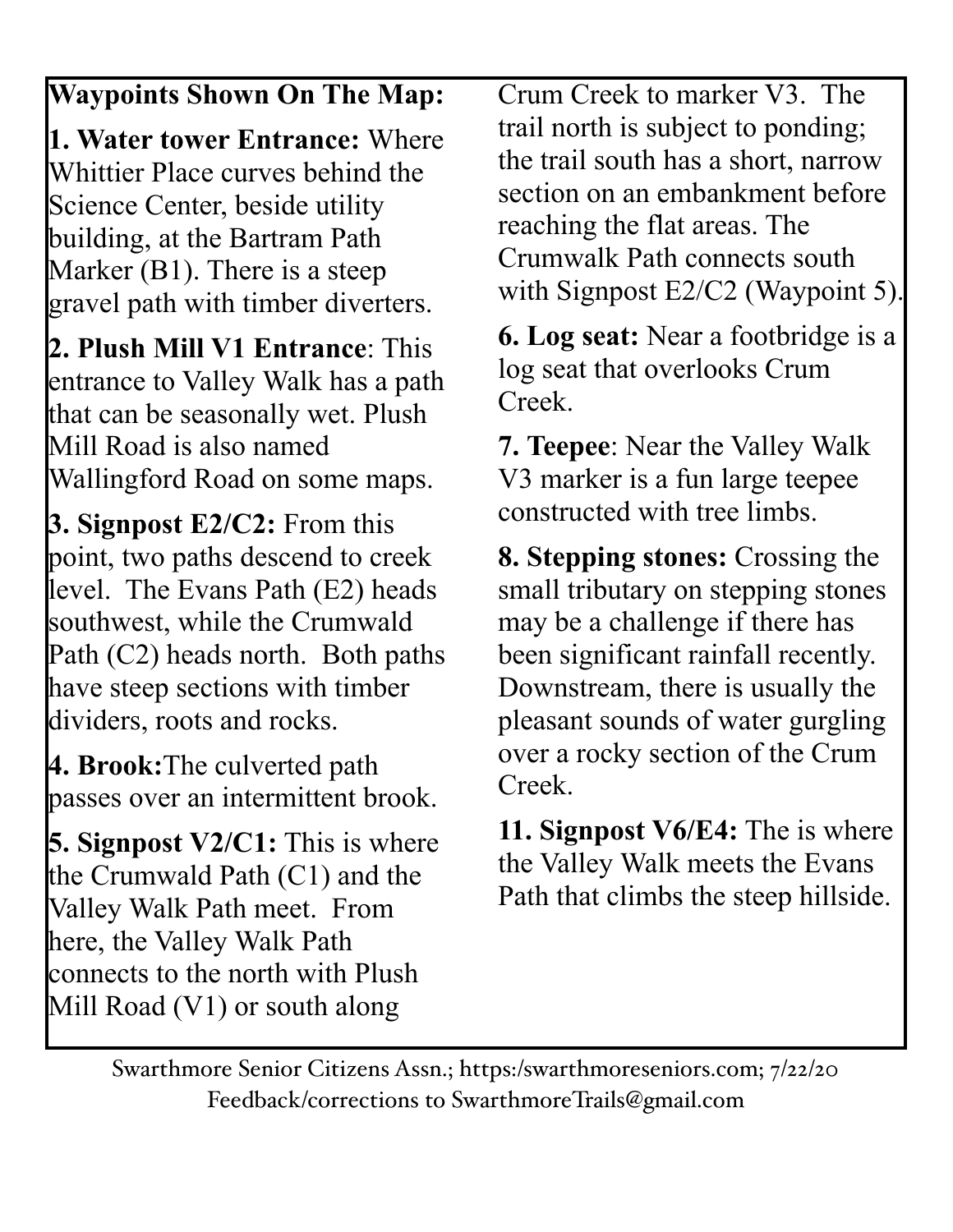**Waypoints Shown On The Map:**

**1. Water tower Entrance:** Where Whittier Place curves behind the Science Center, beside utility building, at the Bartram Path Marker (B1). There is a steep gravel path with timber diverters.

**2. Plush Mill V1 Entrance**: This entrance to Valley Walk has a path that can be seasonally wet. Plush Mill Road is also named Wallingford Road on some maps.

**3. Signpost E2/C2:** From this point, two paths descend to creek level. The Evans Path (E2) heads southwest, while the Crumwald Path (C2) heads north. Both paths have steep sections with timber dividers, roots and rocks.

**4. Brook:**The culverted path passes over an intermittent brook.

**5. Signpost V2/C1:** This is where the Crumwald Path (C1) and the Valley Walk Path meet. From here, the Valley Walk Path connects to the north with Plush Mill Road (V1) or south along Crum Creek to marker V3. The trail north is subject to ponding; the trail south has a short, narrow section on an embankment before reaching the flat areas. The Crumwalk Path connects south with Signpost E2/C2 (Waypoint 5).

**6. Log seat:** Near a footbridge is a log seat that overlooks Crum Creek.

**7. Teepee**: Near the Valley Walk V3 marker is a fun large teepee constructed with tree limbs.

**8. Stepping stones:** Crossing the small tributary on stepping stones may be a challenge if there has been significant rainfall recently. Downstream, there is usually the pleasant sounds of water gurgling over a rocky section of the Crum Creek.

**11. Signpost V6/E4:** The is where the Valley Walk meets the Evans Path that climbs the steep hillside.

Swarthmore Senior Citizens Assn.; https:/swarthmoreseniors.com; 7/22/20
Feedback/corrections to SwarthmoreTrails@gmail.com